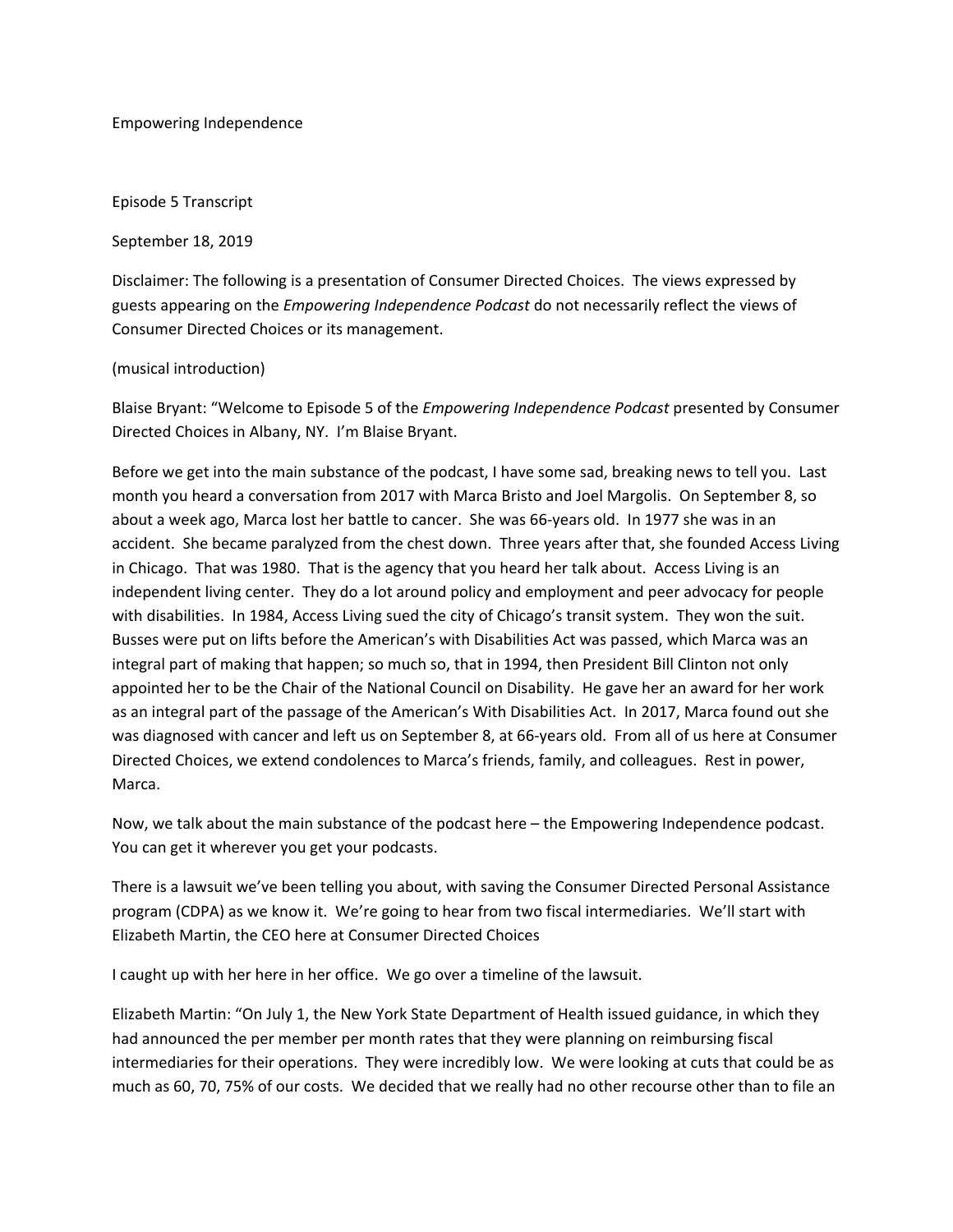Empowering Independence

Episode 5 Transcript

September 18, 2019

Disclaimer: The following is a presentation of Consumer Directed Choices. The views expressed by guests appearing on the *Empowering Independence Podcast* do not necessarily reflect the views of Consumer Directed Choices or its management.

(musical introduction)

Blaise Bryant: "Welcome to Episode 5 of the *Empowering Independence Podcast* presented by Consumer Directed Choices in Albany, NY. I'm Blaise Bryant.

Before we get into the main substance of the podcast, I have some sad, breaking news to tell you. Last month you heard a conversation from 2017 with Marca Bristo and Joel Margolis. On September 8, so about a week ago, Marca lost her battle to cancer. She was 66-years old. In 1977 she was in an accident. She became paralyzed from the chest down. Three years after that, she founded Access Living in Chicago. That was 1980. That is the agency that you heard her talk about. Access Living is an independent living center. They do a lot around policy and employment and peer advocacy for people with disabilities. In 1984, Access Living sued the city of Chicago's transit system. They won the suit. Busses were put on lifts before the American's with Disabilities Act was passed, which Marca was an integral part of making that happen; so much so, that in 1994, then President Bill Clinton not only appointed her to be the Chair of the National Council on Disability. He gave her an award for her work as an integral part of the passage of the American's With Disabilities Act. In 2017, Marca found out she was diagnosed with cancer and left us on September 8, at 66-years old. From all of us here at Consumer Directed Choices, we extend condolences to Marca's friends, family, and colleagues. Rest in power, Marca.

Now, we talk about the main substance of the podcast here – the Empowering Independence podcast. You can get it wherever you get your podcasts.

There is a lawsuit we've been telling you about, with saving the Consumer Directed Personal Assistance program (CDPA) as we know it. We're going to hear from two fiscal intermediaries. We'll start with Elizabeth Martin, the CEO here at Consumer Directed Choices

I caught up with her here in her office. We go over a timeline of the lawsuit.

Elizabeth Martin: "On July 1, the New York State Department of Health issued guidance, in which they had announced the per member per month rates that they were planning on reimbursing fiscal intermediaries for their operations. They were incredibly low. We were looking at cuts that could be as much as 60, 70, 75% of our costs. We decided that we really had no other recourse other than to file an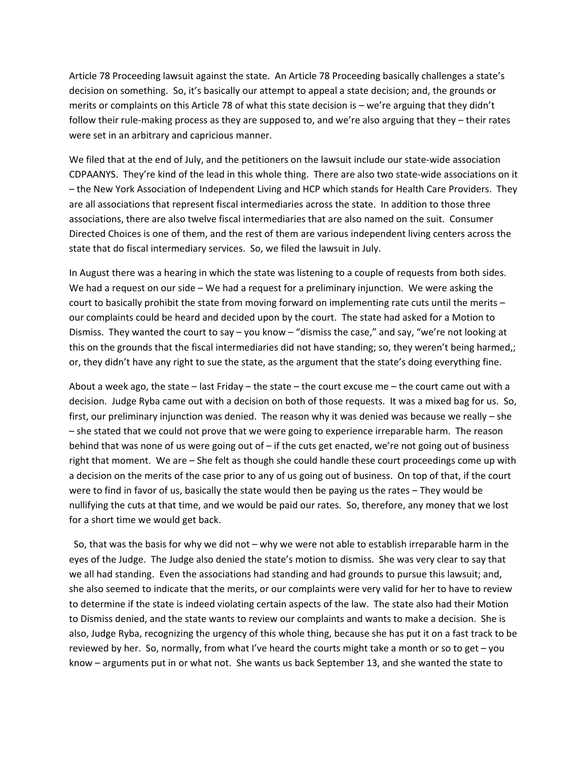Article 78 Proceeding lawsuit against the state. An Article 78 Proceeding basically challenges a state's decision on something. So, it's basically our attempt to appeal a state decision; and, the grounds or merits or complaints on this Article 78 of what this state decision is – we're arguing that they didn't follow their rule-making process as they are supposed to, and we're also arguing that they – their rates were set in an arbitrary and capricious manner.

We filed that at the end of July, and the petitioners on the lawsuit include our state-wide association CDPAANYS. They're kind of the lead in this whole thing. There are also two state-wide associations on it – the New York Association of Independent Living and HCP which stands for Health Care Providers. They are all associations that represent fiscal intermediaries across the state. In addition to those three associations, there are also twelve fiscal intermediaries that are also named on the suit. Consumer Directed Choices is one of them, and the rest of them are various independent living centers across the state that do fiscal intermediary services. So, we filed the lawsuit in July.

In August there was a hearing in which the state was listening to a couple of requests from both sides. We had a request on our side – We had a request for a preliminary injunction. We were asking the court to basically prohibit the state from moving forward on implementing rate cuts until the merits – our complaints could be heard and decided upon by the court. The state had asked for a Motion to Dismiss. They wanted the court to say – you know – "dismiss the case," and say, "we're not looking at this on the grounds that the fiscal intermediaries did not have standing; so, they weren't being harmed,; or, they didn't have any right to sue the state, as the argument that the state's doing everything fine.

About a week ago, the state – last Friday – the state – the court excuse me – the court came out with a decision. Judge Ryba came out with a decision on both of those requests. It was a mixed bag for us. So, first, our preliminary injunction was denied. The reason why it was denied was because we really – she – she stated that we could not prove that we were going to experience irreparable harm. The reason behind that was none of us were going out of – if the cuts get enacted, we're not going out of business right that moment. We are – She felt as though she could handle these court proceedings come up with a decision on the merits of the case prior to any of us going out of business. On top of that, if the court were to find in favor of us, basically the state would then be paying us the rates – They would be nullifying the cuts at that time, and we would be paid our rates. So, therefore, any money that we lost for a short time we would get back.

So, that was the basis for why we did not – why we were not able to establish irreparable harm in the eyes of the Judge. The Judge also denied the state's motion to dismiss. She was very clear to say that we all had standing. Even the associations had standing and had grounds to pursue this lawsuit; and, she also seemed to indicate that the merits, or our complaints were very valid for her to have to review to determine if the state is indeed violating certain aspects of the law. The state also had their Motion to Dismiss denied, and the state wants to review our complaints and wants to make a decision. She is also, Judge Ryba, recognizing the urgency of this whole thing, because she has put it on a fast track to be reviewed by her. So, normally, from what I've heard the courts might take a month or so to get – you know – arguments put in or what not. She wants us back September 13, and she wanted the state to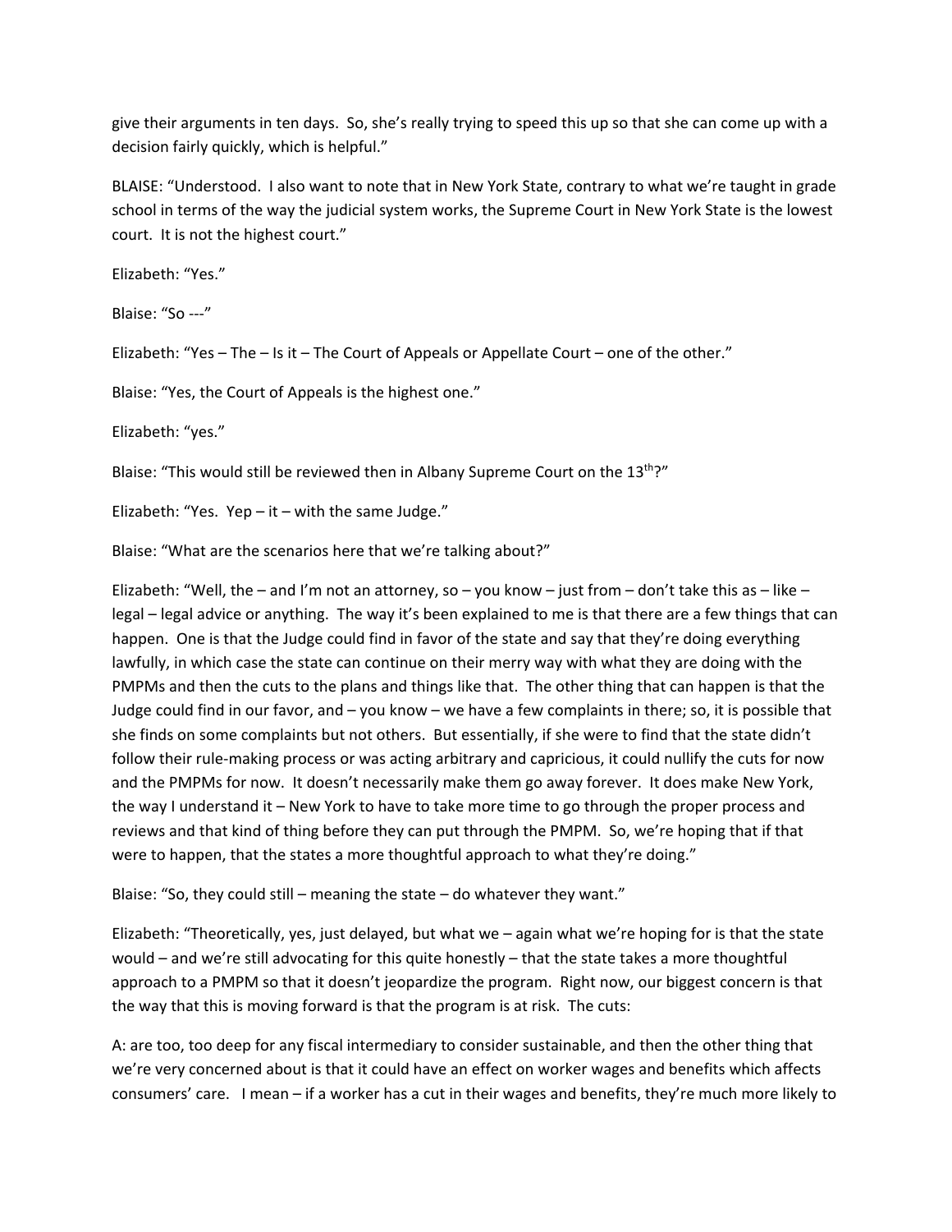give their arguments in ten days. So, she's really trying to speed this up so that she can come up with a decision fairly quickly, which is helpful."

BLAISE: "Understood. I also want to note that in New York State, contrary to what we're taught in grade school in terms of the way the judicial system works, the Supreme Court in New York State is the lowest court. It is not the highest court."

Elizabeth: "Yes."

Blaise: "So ---"

Elizabeth: "Yes – The – Is it – The Court of Appeals or Appellate Court – one of the other."

Blaise: "Yes, the Court of Appeals is the highest one."

Elizabeth: "yes."

Blaise: "This would still be reviewed then in Albany Supreme Court on the 13th?"

Elizabeth: "Yes. Yep – it – with the same Judge."

Blaise: "What are the scenarios here that we're talking about?"

Elizabeth: "Well, the – and I'm not an attorney, so – you know – just from – don't take this as – like – legal – legal advice or anything. The way it's been explained to me is that there are a few things that can happen. One is that the Judge could find in favor of the state and say that they're doing everything lawfully, in which case the state can continue on their merry way with what they are doing with the PMPMs and then the cuts to the plans and things like that. The other thing that can happen is that the Judge could find in our favor, and – you know – we have a few complaints in there; so, it is possible that she finds on some complaints but not others. But essentially, if she were to find that the state didn't follow their rule-making process or was acting arbitrary and capricious, it could nullify the cuts for now and the PMPMs for now. It doesn't necessarily make them go away forever. It does make New York, the way I understand it – New York to have to take more time to go through the proper process and reviews and that kind of thing before they can put through the PMPM. So, we're hoping that if that were to happen, that the states a more thoughtful approach to what they're doing."

Blaise: "So, they could still – meaning the state – do whatever they want."

Elizabeth: "Theoretically, yes, just delayed, but what we – again what we're hoping for is that the state would – and we're still advocating for this quite honestly – that the state takes a more thoughtful approach to a PMPM so that it doesn't jeopardize the program. Right now, our biggest concern is that the way that this is moving forward is that the program is at risk. The cuts:

A: are too, too deep for any fiscal intermediary to consider sustainable, and then the other thing that we're very concerned about is that it could have an effect on worker wages and benefits which affects consumers' care. I mean – if a worker has a cut in their wages and benefits, they're much more likely to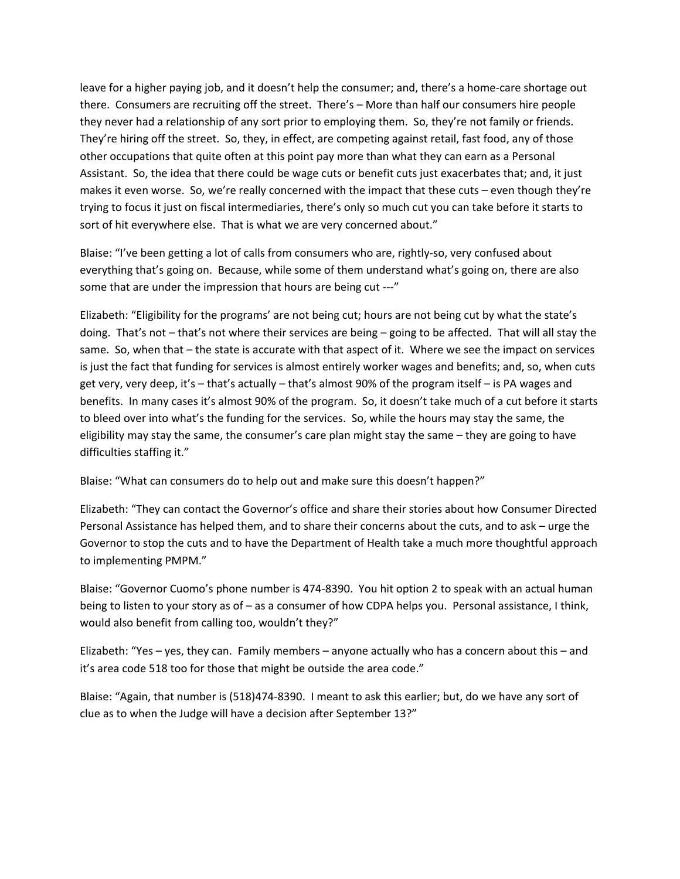leave for a higher paying job, and it doesn't help the consumer; and, there's a home-care shortage out there. Consumers are recruiting off the street. There's – More than half our consumers hire people they never had a relationship of any sort prior to employing them. So, they're not family or friends. They're hiring off the street. So, they, in effect, are competing against retail, fast food, any of those other occupations that quite often at this point pay more than what they can earn as a Personal Assistant. So, the idea that there could be wage cuts or benefit cuts just exacerbates that; and, it just makes it even worse. So, we're really concerned with the impact that these cuts – even though they're trying to focus it just on fiscal intermediaries, there's only so much cut you can take before it starts to sort of hit everywhere else. That is what we are very concerned about."

Blaise: "I've been getting a lot of calls from consumers who are, rightly-so, very confused about everything that's going on. Because, while some of them understand what's going on, there are also some that are under the impression that hours are being cut ---"

Elizabeth: "Eligibility for the programs' are not being cut; hours are not being cut by what the state's doing. That's not – that's not where their services are being – going to be affected. That will all stay the same. So, when that – the state is accurate with that aspect of it. Where we see the impact on services is just the fact that funding for services is almost entirely worker wages and benefits; and, so, when cuts get very, very deep, it's – that's actually – that's almost 90% of the program itself – is PA wages and benefits. In many cases it's almost 90% of the program. So, it doesn't take much of a cut before it starts to bleed over into what's the funding for the services. So, while the hours may stay the same, the eligibility may stay the same, the consumer's care plan might stay the same – they are going to have difficulties staffing it."

Blaise: "What can consumers do to help out and make sure this doesn't happen?"

Elizabeth: "They can contact the Governor's office and share their stories about how Consumer Directed Personal Assistance has helped them, and to share their concerns about the cuts, and to ask – urge the Governor to stop the cuts and to have the Department of Health take a much more thoughtful approach to implementing PMPM."

Blaise: "Governor Cuomo's phone number is 474-8390. You hit option 2 to speak with an actual human being to listen to your story as of – as a consumer of how CDPA helps you. Personal assistance, I think, would also benefit from calling too, wouldn't they?"

Elizabeth: "Yes – yes, they can. Family members – anyone actually who has a concern about this – and it's area code 518 too for those that might be outside the area code."

Blaise: "Again, that number is (518)474-8390. I meant to ask this earlier; but, do we have any sort of clue as to when the Judge will have a decision after September 13?"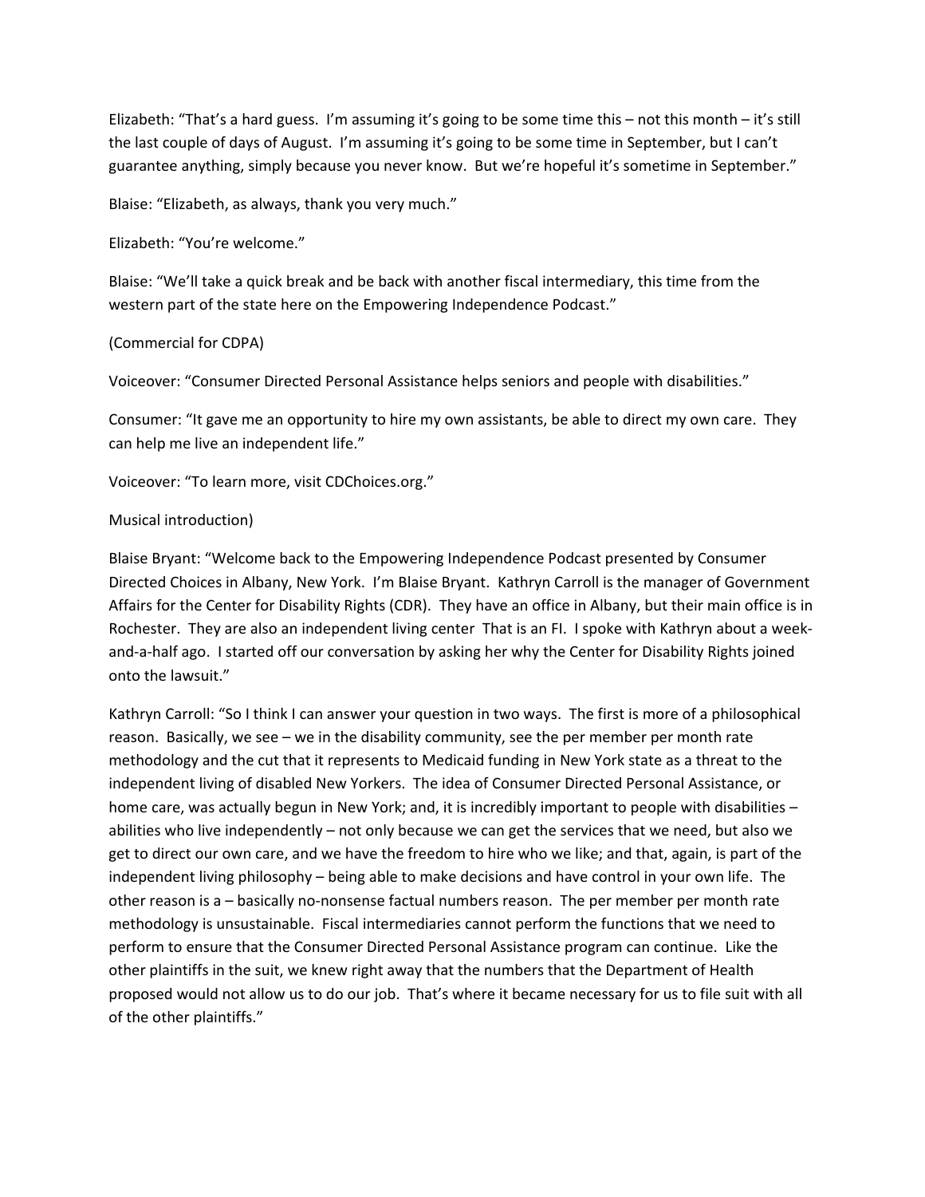Elizabeth: "That's a hard guess. I'm assuming it's going to be some time this – not this month – it's still the last couple of days of August. I'm assuming it's going to be some time in September, but I can't guarantee anything, simply because you never know. But we're hopeful it's sometime in September."

Blaise: "Elizabeth, as always, thank you very much."

Elizabeth: "You're welcome."

Blaise: "We'll take a quick break and be back with another fiscal intermediary, this time from the western part of the state here on the Empowering Independence Podcast."

(Commercial for CDPA)

Voiceover: "Consumer Directed Personal Assistance helps seniors and people with disabilities."

Consumer: "It gave me an opportunity to hire my own assistants, be able to direct my own care. They can help me live an independent life."

Voiceover: "To learn more, visit CDChoices.org."

Musical introduction)

Blaise Bryant: "Welcome back to the Empowering Independence Podcast presented by Consumer Directed Choices in Albany, New York. I'm Blaise Bryant. Kathryn Carroll is the manager of Government Affairs for the Center for Disability Rights (CDR). They have an office in Albany, but their main office is in Rochester. They are also an independent living center That is an FI. I spoke with Kathryn about a week-and-a-half ago. I started off our conversation by asking her why the Center for Disability Rights joined onto the lawsuit."

Kathryn Carroll: "So I think I can answer your question in two ways. The first is more of a philosophical reason. Basically, we see – we in the disability community, see the per member per month rate methodology and the cut that it represents to Medicaid funding in New York state as a threat to the independent living of disabled New Yorkers. The idea of Consumer Directed Personal Assistance, or home care, was actually begun in New York; and, it is incredibly important to people with disabilities – abilities who live independently – not only because we can get the services that we need, but also we get to direct our own care, and we have the freedom to hire who we like; and that, again, is part of the independent living philosophy – being able to make decisions and have control in your own life. The other reason is a – basically no-nonsense factual numbers reason. The per member per month rate methodology is unsustainable. Fiscal intermediaries cannot perform the functions that we need to perform to ensure that the Consumer Directed Personal Assistance program can continue. Like the other plaintiffs in the suit, we knew right away that the numbers that the Department of Health proposed would not allow us to do our job. That's where it became necessary for us to file suit with all of the other plaintiffs."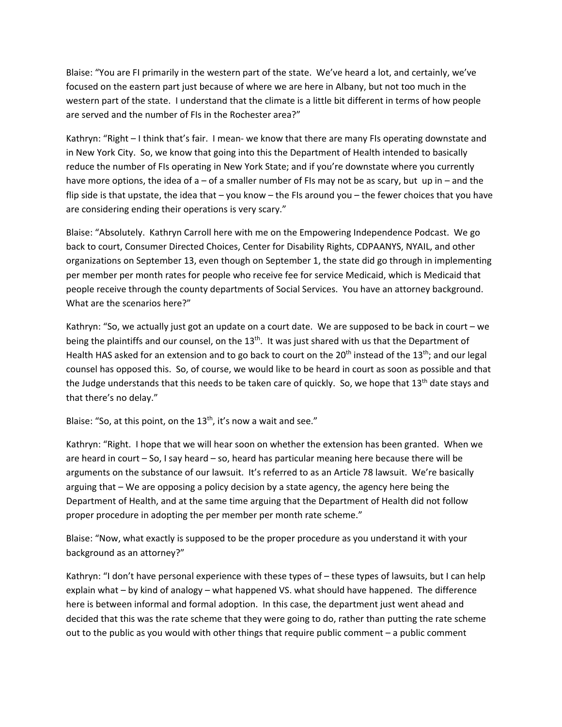Blaise: "You are FI primarily in the western part of the state. We've heard a lot, and certainly, we've focused on the eastern part just because of where we are here in Albany, but not too much in the western part of the state. I understand that the climate is a little bit different in terms of how people are served and the number of FIs in the Rochester area?"

Kathryn: "Right – I think that's fair. I mean- we know that there are many FIs operating downstate and in New York City. So, we know that going into this the Department of Health intended to basically reduce the number of FIs operating in New York State; and if you're downstate where you currently have more options, the idea of a – of a smaller number of FIs may not be as scary, but up in – and the flip side is that upstate, the idea that – you know – the FIs around you – the fewer choices that you have are considering ending their operations is very scary."

Blaise: "Absolutely. Kathryn Carroll here with me on the Empowering Independence Podcast. We go back to court, Consumer Directed Choices, Center for Disability Rights, CDPAANYS, NYAIL, and other organizations on September 13, even though on September 1, the state did go through in implementing per member per month rates for people who receive fee for service Medicaid, which is Medicaid that people receive through the county departments of Social Services. You have an attorney background. What are the scenarios here?"

Kathryn: "So, we actually just got an update on a court date. We are supposed to be back in court – we being the plaintiffs and our counsel, on the 13th. It was just shared with us that the Department of Health HAS asked for an extension and to go back to court on the 20th instead of the 13th; and our legal counsel has opposed this. So, of course, we would like to be heard in court as soon as possible and that the Judge understands that this needs to be taken care of quickly. So, we hope that 13th date stays and that there's no delay."

Blaise: "So, at this point, on the 13th, it's now a wait and see."

Kathryn: "Right. I hope that we will hear soon on whether the extension has been granted. When we are heard in court – So, I say heard – so, heard has particular meaning here because there will be arguments on the substance of our lawsuit. It's referred to as an Article 78 lawsuit. We're basically arguing that – We are opposing a policy decision by a state agency, the agency here being the Department of Health, and at the same time arguing that the Department of Health did not follow proper procedure in adopting the per member per month rate scheme."

Blaise: "Now, what exactly is supposed to be the proper procedure as you understand it with your background as an attorney?"

Kathryn: "I don't have personal experience with these types of – these types of lawsuits, but I can help explain what – by kind of analogy – what happened VS. what should have happened. The difference here is between informal and formal adoption. In this case, the department just went ahead and decided that this was the rate scheme that they were going to do, rather than putting the rate scheme out to the public as you would with other things that require public comment – a public comment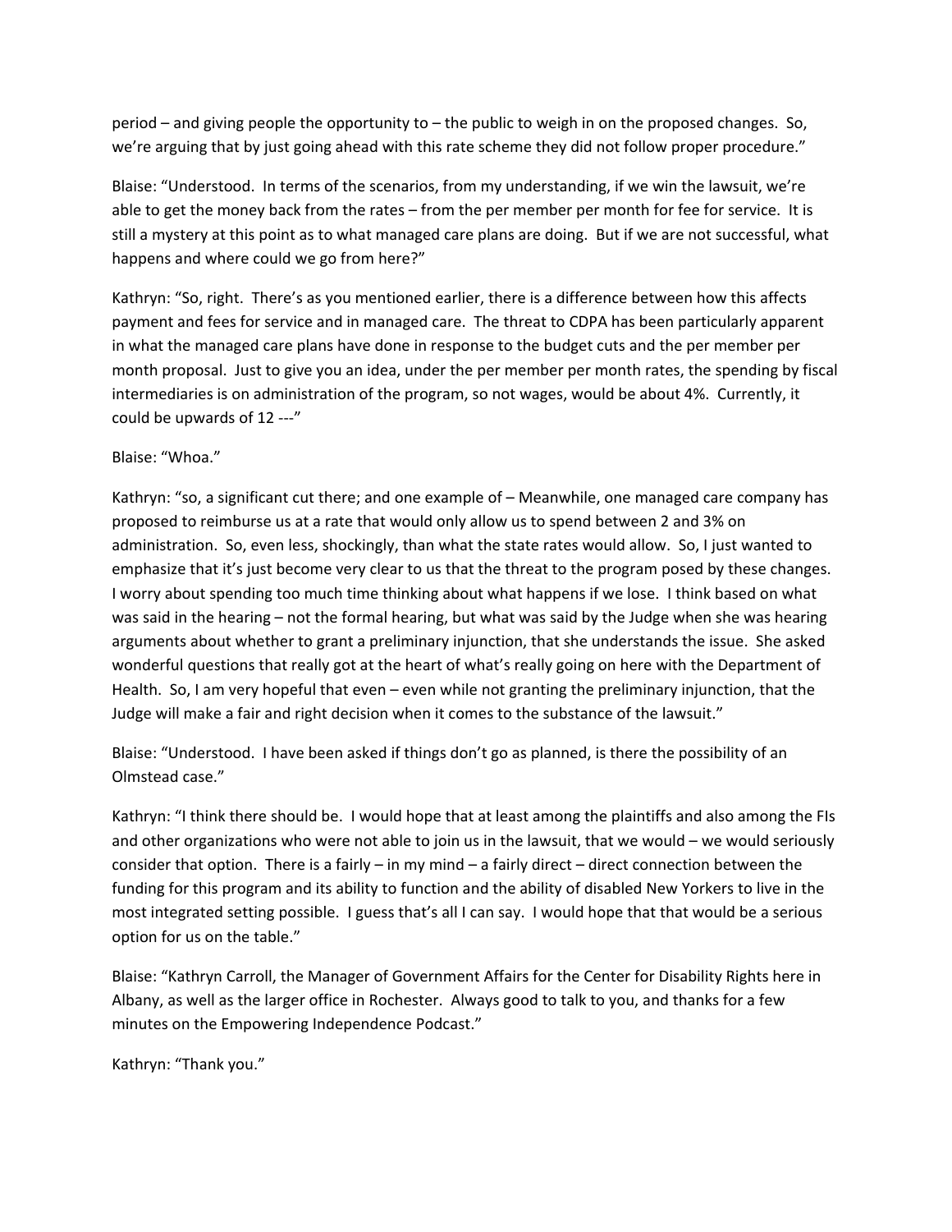period – and giving people the opportunity to – the public to weigh in on the proposed changes. So, we're arguing that by just going ahead with this rate scheme they did not follow proper procedure."

Blaise: "Understood. In terms of the scenarios, from my understanding, if we win the lawsuit, we're able to get the money back from the rates – from the per member per month for fee for service. It is still a mystery at this point as to what managed care plans are doing. But if we are not successful, what happens and where could we go from here?"

Kathryn: "So, right. There's as you mentioned earlier, there is a difference between how this affects payment and fees for service and in managed care. The threat to CDPA has been particularly apparent in what the managed care plans have done in response to the budget cuts and the per member per month proposal. Just to give you an idea, under the per member per month rates, the spending by fiscal intermediaries is on administration of the program, so not wages, would be about 4%. Currently, it could be upwards of 12 ---"

Blaise: "Whoa."

Kathryn: "so, a significant cut there; and one example of – Meanwhile, one managed care company has proposed to reimburse us at a rate that would only allow us to spend between 2 and 3% on administration. So, even less, shockingly, than what the state rates would allow. So, I just wanted to emphasize that it's just become very clear to us that the threat to the program posed by these changes. I worry about spending too much time thinking about what happens if we lose. I think based on what was said in the hearing – not the formal hearing, but what was said by the Judge when she was hearing arguments about whether to grant a preliminary injunction, that she understands the issue. She asked wonderful questions that really got at the heart of what's really going on here with the Department of Health. So, I am very hopeful that even – even while not granting the preliminary injunction, that the Judge will make a fair and right decision when it comes to the substance of the lawsuit."

Blaise: "Understood. I have been asked if things don't go as planned, is there the possibility of an Olmstead case."

Kathryn: "I think there should be. I would hope that at least among the plaintiffs and also among the FIs and other organizations who were not able to join us in the lawsuit, that we would – we would seriously consider that option. There is a fairly – in my mind – a fairly direct – direct connection between the funding for this program and its ability to function and the ability of disabled New Yorkers to live in the most integrated setting possible. I guess that's all I can say. I would hope that that would be a serious option for us on the table."

Blaise: "Kathryn Carroll, the Manager of Government Affairs for the Center for Disability Rights here in Albany, as well as the larger office in Rochester. Always good to talk to you, and thanks for a few minutes on the Empowering Independence Podcast."

Kathryn: "Thank you."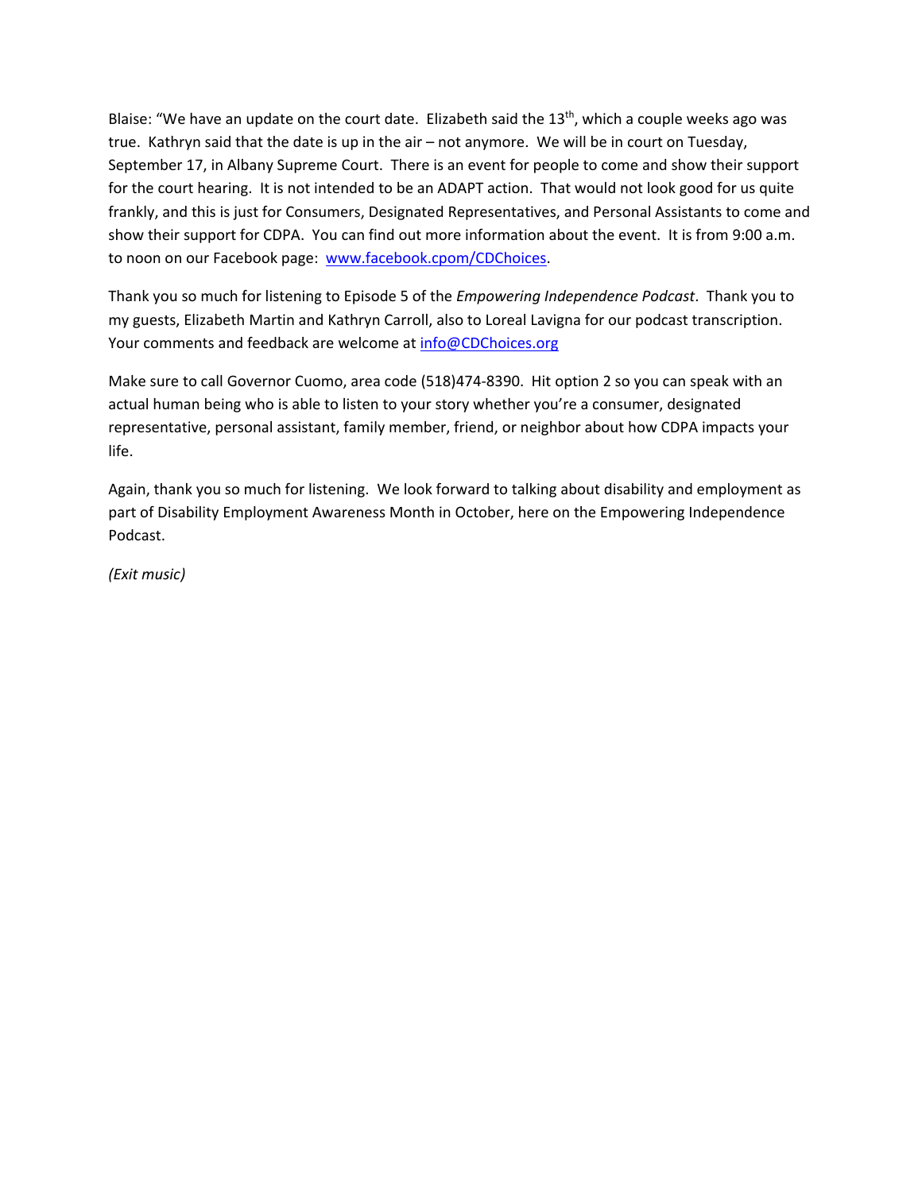Blaise: "We have an update on the court date. Elizabeth said the 13th, which a couple weeks ago was true. Kathryn said that the date is up in the air – not anymore. We will be in court on Tuesday, September 17, in Albany Supreme Court. There is an event for people to come and show their support for the court hearing. It is not intended to be an ADAPT action. That would not look good for us quite frankly, and this is just for Consumers, Designated Representatives, and Personal Assistants to come and show their support for CDPA. You can find out more information about the event. It is from 9:00 a.m. to noon on our Facebook page: [www.facebook.cpom/CDChoices](www.facebook.cpom/CDChoices).

Thank you so much for listening to Episode 5 of the *Empowering Independence Podcast*. Thank you to my guests, Elizabeth Martin and Kathryn Carroll, also to Loreal Lavigna for our podcast transcription. Your comments and feedback are welcome at [info@CDChoices.org](mailto:info@CDChoices.org)

Make sure to call Governor Cuomo, area code (518)474-8390. Hit option 2 so you can speak with an actual human being who is able to listen to your story whether you're a consumer, designated representative, personal assistant, family member, friend, or neighbor about how CDPA impacts your life.

Again, thank you so much for listening. We look forward to talking about disability and employment as part of Disability Employment Awareness Month in October, here on the Empowering Independence Podcast.

*(Exit music)*